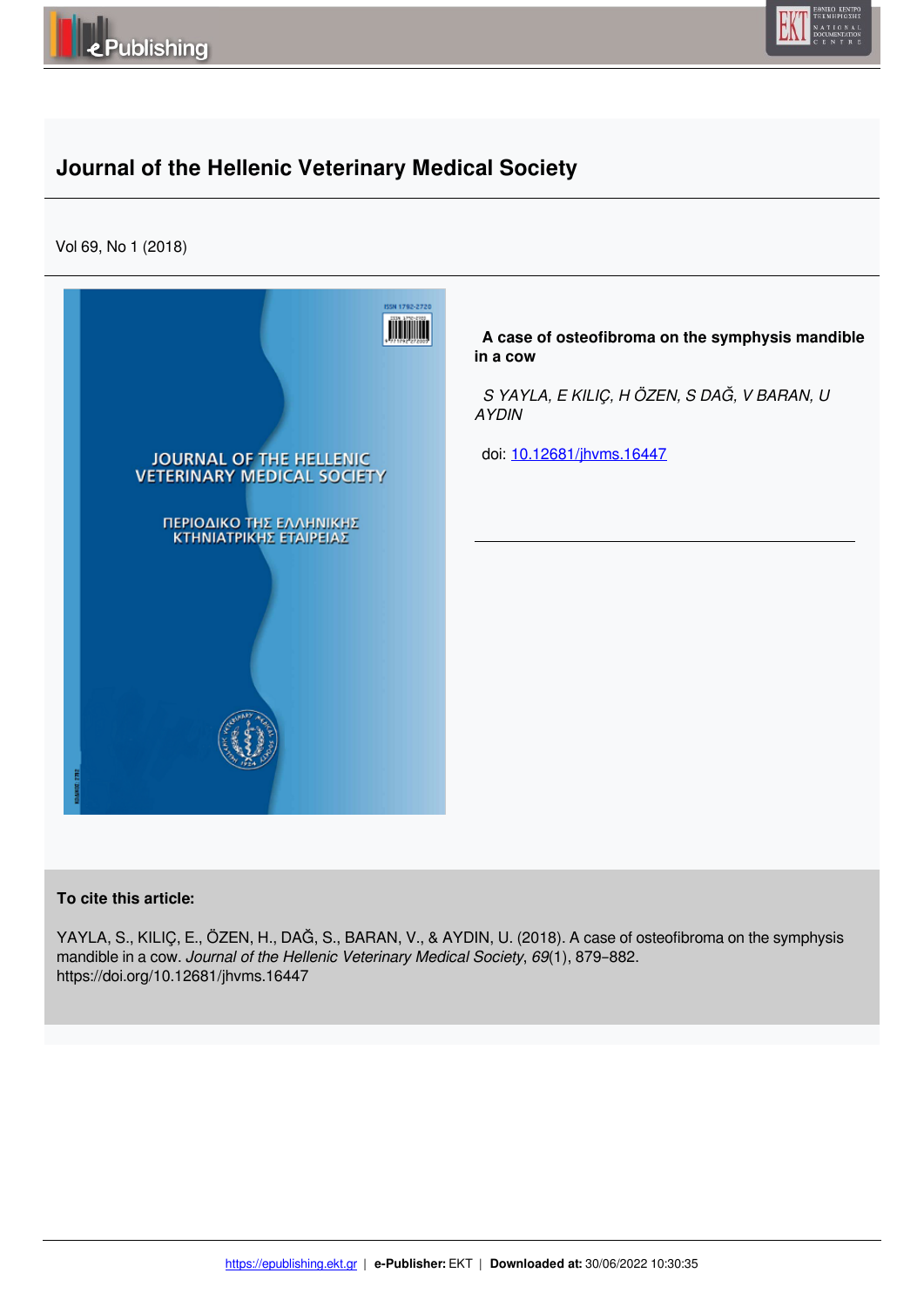# Journal of the Hellenic Veterinary Medical Society

Vol 69, No 1 (2018)

**A case of osteofibroma on the symphysis mandible in a cow**

*S YAYLA, E KILIÇ, H ÖZEN, S DAĞ, V BARAN, U AYDIN*

doi: [10.12681/jhvms.16447](https://doi.org/10.12681/jhvms.16447)

**To cite this article:**

YAYLA, S., KILIÇ, E., ÖZEN, H., DAĞ, S., BARAN, V., & AYDIN, U. (2018). A case of osteofibroma on the symphysis mandible in a cow. *Journal of the Hellenic Veterinary Medical Society*, *69*(1), 879–882. https://doi.org/10.12681/jhvms.16447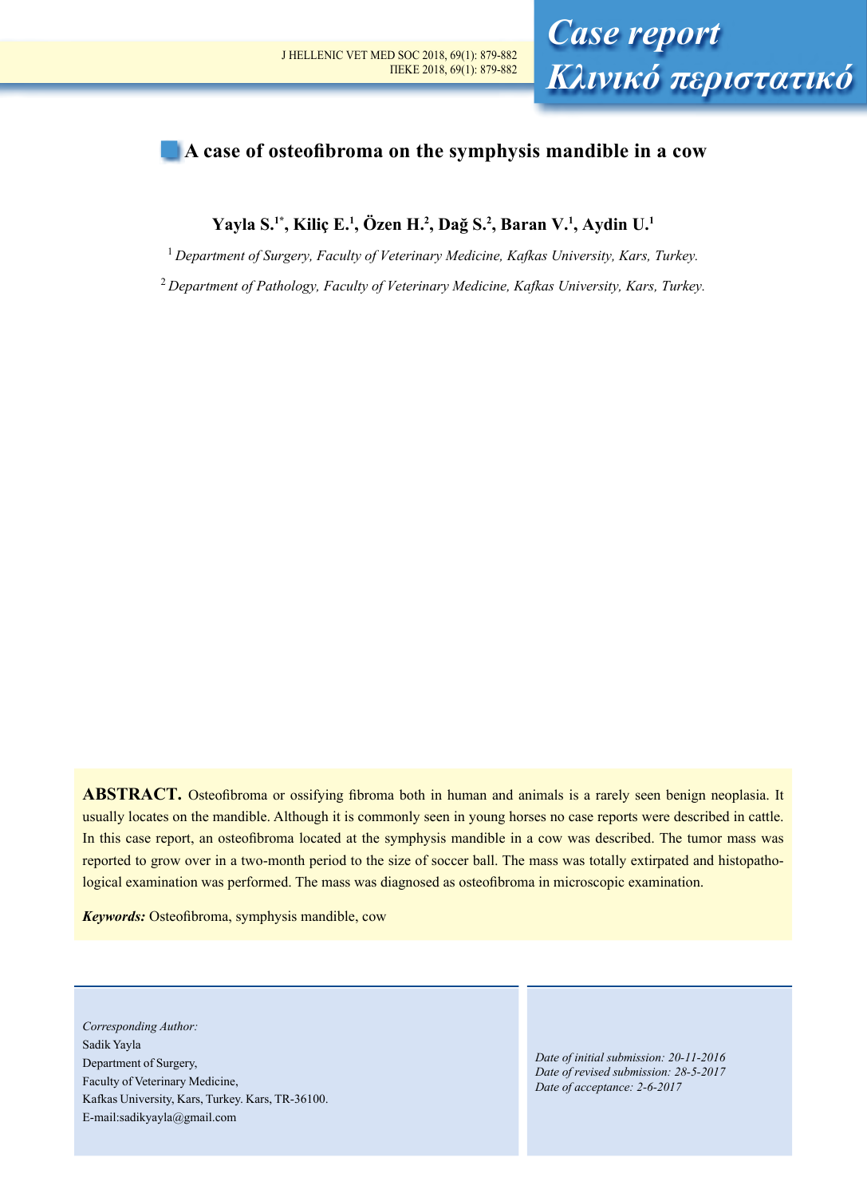# A case of osteofibroma on the symphysis mandible in a cow

**Yayla S.[1*], Kiliç E.[1], Özen H.[2], Dağ S.[2], Baran V.[1], Aydin U.[1]**

[1] *Department of Surgery, Faculty of Veterinary Medicine, Kafkas University, Kars, Turkey.*

[2] *Department of Pathology, Faculty of Veterinary Medicine, Kafkas University, Kars, Turkey.*

**ABSTRACT.** Osteofibroma or ossifying fibroma both in human and animals is a rarely seen benign neoplasia. It usually locates on the mandible. Although it is commonly seen in young horses no case reports were described in cattle. In this case report, an osteofibroma located at the symphysis mandible in a cow was described. The tumor mass was reported to grow over in a two-month period to the size of soccer ball. The mass was totally extirpated and histopathological examination was performed. The mass was diagnosed as osteofibroma in microscopic examination.

***Keywords:*** Osteofibroma, symphysis mandible, cow

*Corresponding Author:*
Sadik Yayla
Department of Surgery,
Faculty of Veterinary Medicine,
Kafkas University, Kars, Turkey. Kars, TR-36100.
E-mail:sadikyayla@gmail.com

*Date of initial submission: 20-11-2016*
*Date of revised submission: 28-5-2017*
*Date of acceptance: 2-6-2017*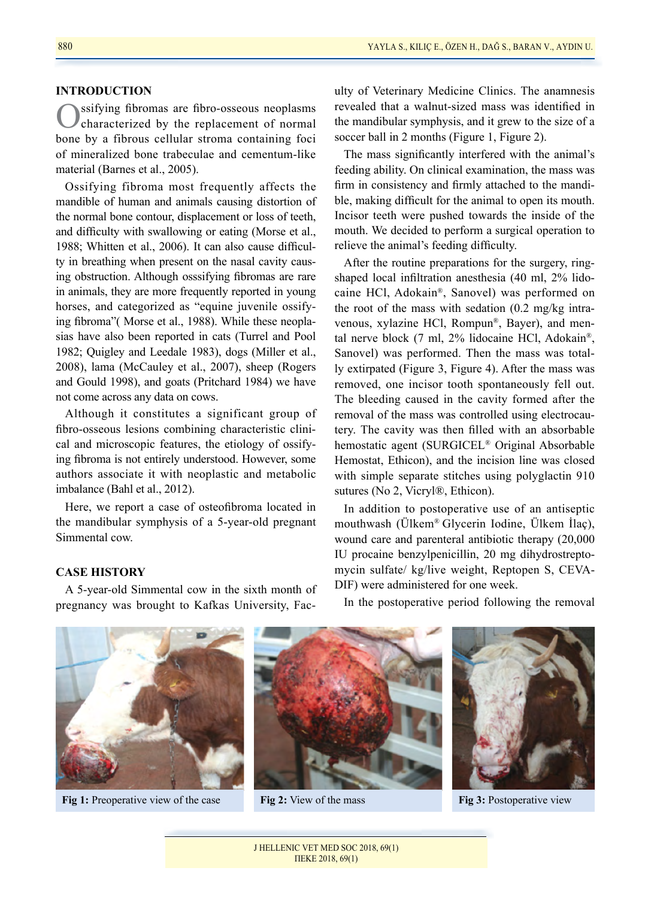## INTRODUCTION

Ossifying fibromas are fibro-osseous neoplasms characterized by the replacement of normal bone by a fibrous cellular stroma containing foci of mineralized bone trabeculae and cementum-like material (Barnes et al., 2005).

Ossifying fibroma most frequently affects the mandible of human and animals causing distortion of the normal bone contour, displacement or loss of teeth, and difficulty with swallowing or eating (Morse et al., 1988; Whitten et al., 2006). It can also cause difficulty in breathing when present on the nasal cavity causing obstruction. Although osssifying fibromas are rare in animals, they are more frequently reported in young horses, and categorized as "equine juvenile ossifying fibroma"( Morse et al., 1988). While these neoplasias have also been reported in cats (Turrel and Pool 1982; Quigley and Leedale 1983), dogs (Miller et al., 2008), lama (McCauley et al., 2007), sheep (Rogers and Gould 1998), and goats (Pritchard 1984) we have not come across any data on cows.

Although it constitutes a significant group of fibro-osseous lesions combining characteristic clinical and microscopic features, the etiology of ossifying fibroma is not entirely understood. However, some authors associate it with neoplastic and metabolic imbalance (Bahl et al., 2012).

Here, we report a case of osteofibroma located in the mandibular symphysis of a 5-year-old pregnant Simmental cow.

## CASE HISTORY

A 5-year-old Simmental cow in the sixth month of pregnancy was brought to Kafkas University, Faculty of Veterinary Medicine Clinics. The anamnesis revealed that a walnut-sized mass was identified in the mandibular symphysis, and it grew to the size of a soccer ball in 2 months (Figure 1, Figure 2).

The mass significantly interfered with the animal's feeding ability. On clinical examination, the mass was firm in consistency and firmly attached to the mandible, making difficult for the animal to open its mouth. Incisor teeth were pushed towards the inside of the mouth. We decided to perform a surgical operation to relieve the animal's feeding difficulty.

After the routine preparations for the surgery, ring-shaped local infiltration anesthesia (40 ml, 2% lidocaine HCl, Adokain®, Sanovel) was performed on the root of the mass with sedation (0.2 mg/kg intravenous, xylazine HCl, Rompun®, Bayer), and mental nerve block (7 ml, 2% lidocaine HCl, Adokain®, Sanovel) was performed. Then the mass was totally extirpated (Figure 3, Figure 4). After the mass was removed, one incisor tooth spontaneously fell out. The bleeding caused in the cavity formed after the removal of the mass was controlled using electrocautery. The cavity was then filled with an absorbable hemostatic agent (SURGICEL® Original Absorbable Hemostat, Ethicon), and the incision line was closed with simple separate stitches using polyglactin 910 sutures (No 2, Vicryl®, Ethicon).

In addition to postoperative use of an antiseptic mouthwash (Ülkem® Glycerin Iodine, Ülkem İlaç), wound care and parenteral antibiotic therapy (20,000 IU procaine benzylpenicillin, 20 mg dihydrostreptomycin sulfate/ kg/live weight, Reptopen S, CEVA-DIF) were administered for one week.

In the postoperative period following the removal

**Fig 1:** Preoperative view of the case

**Fig 2:** View of the mass

**Fig 3:** Postoperative view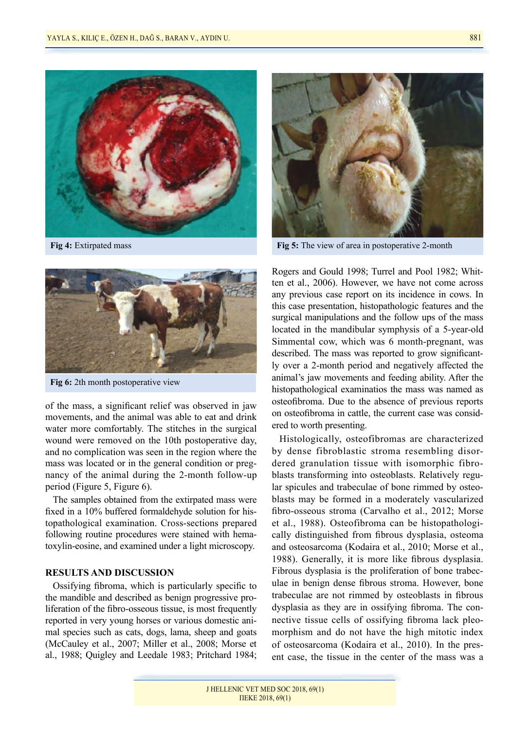Fig 4: Extirpated mass

Fig 5: The view of area in postoperative 2-month

Fig 6: 2th month postoperative view

of the mass, a significant relief was observed in jaw movements, and the animal was able to eat and drink water more comfortably. The stitches in the surgical wound were removed on the 10th postoperative day, and no complication was seen in the region where the mass was located or in the general condition or pregnancy of the animal during the 2-month follow-up period (Figure 5, Figure 6).

The samples obtained from the extirpated mass were fixed in a 10% buffered formaldehyde solution for histopathological examination. Cross-sections prepared following routine procedures were stained with hematoxylin-eosine, and examined under a light microscopy.

## RESULTS AND DISCUSSION

Ossifying fibroma, which is particularly specific to the mandible and described as benign progressive proliferation of the fibro-osseous tissue, is most frequently reported in very young horses or various domestic animal species such as cats, dogs, lama, sheep and goats (McCauley et al., 2007; Miller et al., 2008; Morse et al., 1988; Quigley and Leedale 1983; Pritchard 1984; Rogers and Gould 1998; Turrel and Pool 1982; Whitten et al., 2006). However, we have not come across any previous case report on its incidence in cows. In this case presentation, histopathologic features and the surgical manipulations and the follow ups of the mass located in the mandibular symphysis of a 5-year-old Simmental cow, which was 6 month-pregnant, was described. The mass was reported to grow significantly over a 2-month period and negatively affected the animal's jaw movements and feeding ability. After the histopathological examinatios the mass was named as osteofibroma. Due to the absence of previous reports on osteofibroma in cattle, the current case was considered to worth presenting.

Histologically, osteofibromas are characterized by dense fibroblastic stroma resembling disordered granulation tissue with isomorphic fibroblasts transforming into osteoblasts. Relatively regular spicules and trabeculae of bone rimmed by osteoblasts may be formed in a moderately vascularized fibro-osseous stroma (Carvalho et al., 2012; Morse et al., 1988). Osteofibroma can be histopathologically distinguished from fibrous dysplasia, osteoma and osteosarcoma (Kodaira et al., 2010; Morse et al., 1988). Generally, it is more like fibrous dysplasia. Fibrous dysplasia is the proliferation of bone trabeculae in benign dense fibrous stroma. However, bone trabeculae are not rimmed by osteoblasts in fibrous dysplasia as they are in ossifying fibroma. The connective tissue cells of ossifying fibroma lack pleomorphism and do not have the high mitotic index of osteosarcoma (Kodaira et al., 2010). In the present case, the tissue in the center of the mass was a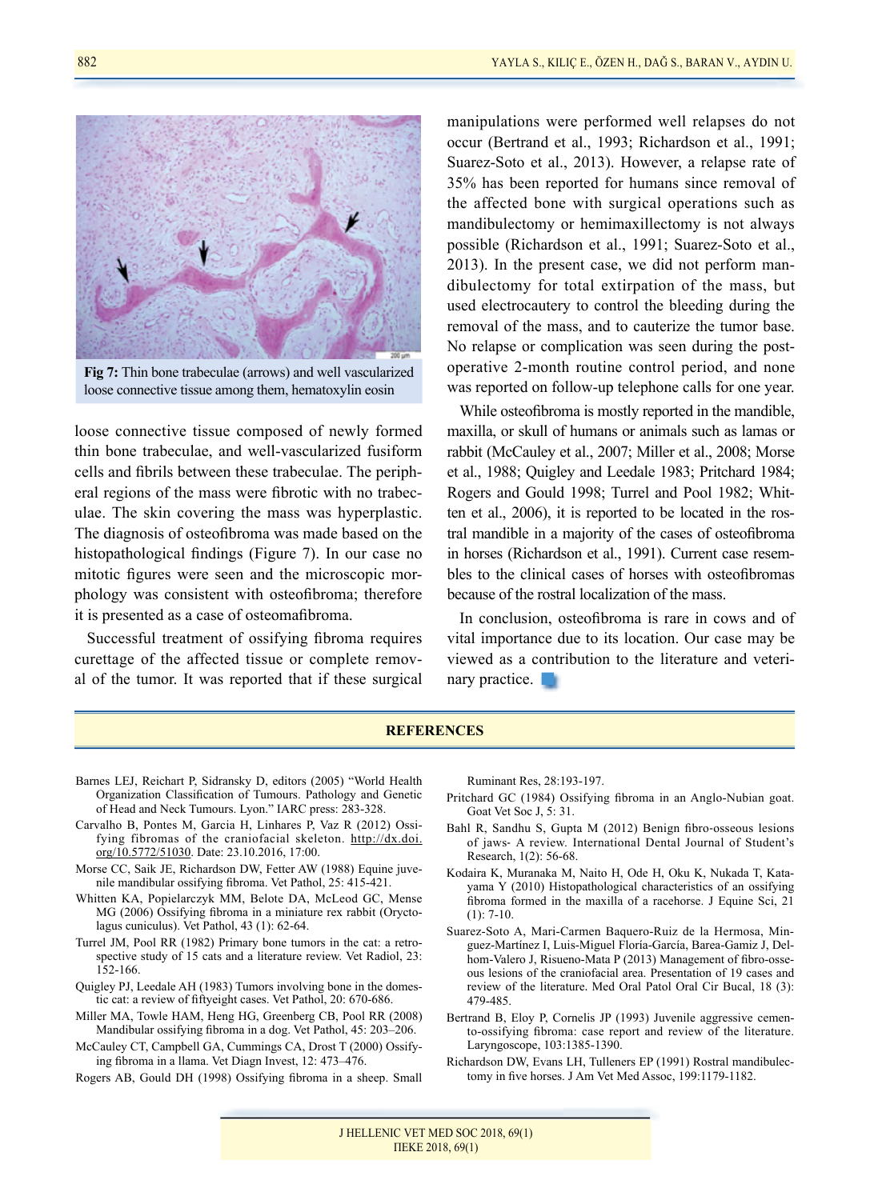**Fig 7:** Thin bone trabeculae (arrows) and well vascularized loose connective tissue among them, hematoxylin eosin

loose connective tissue composed of newly formed thin bone trabeculae, and well-vascularized fusiform cells and fibrils between these trabeculae. The peripheral regions of the mass were fibrotic with no trabeculae. The skin covering the mass was hyperplastic. The diagnosis of osteofibroma was made based on the histopathological findings (Figure 7). In our case no mitotic figures were seen and the microscopic morphology was consistent with osteofibroma; therefore it is presented as a case of osteomafibroma.

Successful treatment of ossifying fibroma requires curettage of the affected tissue or complete removal of the tumor. It was reported that if these surgical manipulations were performed well relapses do not occur (Bertrand et al., 1993; Richardson et al., 1991; Suarez-Soto et al., 2013). However, a relapse rate of 35% has been reported for humans since removal of the affected bone with surgical operations such as mandibulectomy or hemimaxillectomy is not always possible (Richardson et al., 1991; Suarez-Soto et al., 2013). In the present case, we did not perform mandibulectomy for total extirpation of the mass, but used electrocautery to control the bleeding during the removal of the mass, and to cauterize the tumor base. No relapse or complication was seen during the post-operative 2-month routine control period, and none was reported on follow-up telephone calls for one year.

While osteofibroma is mostly reported in the mandible, maxilla, or skull of humans or animals such as lamas or rabbit (McCauley et al., 2007; Miller et al., 2008; Morse et al., 1988; Quigley and Leedale 1983; Pritchard 1984; Rogers and Gould 1998; Turrel and Pool 1982; Whitten et al., 2006), it is reported to be located in the rostral mandible in a majority of the cases of osteofibroma in horses (Richardson et al., 1991). Current case resembles to the clinical cases of horses with osteofibromas because of the rostral localization of the mass.

In conclusion, osteofibroma is rare in cows and of vital importance due to its location. Our case may be viewed as a contribution to the literature and veterinary practice.

## REFERENCES

Barnes LEJ, Reichart P, Sidransky D, editors (2005) "World Health Organization Classification of Tumours. Pathology and Genetic of Head and Neck Tumours. Lyon." IARC press: 283-328.

Carvalho B, Pontes M, Garcia H, Linhares P, Vaz R (2012) Ossifying fibromas of the craniofacial skeleton. http://dx.doi.org/10.5772/51030. Date: 23.10.2016, 17:00.

Morse CC, Saik JE, Richardson DW, Fetter AW (1988) Equine juvenile mandibular ossifying fibroma. Vet Pathol, 25: 415-421.

Whitten KA, Popielarczyk MM, Belote DA, McLeod GC, Mense MG (2006) Ossifying fibroma in a miniature rex rabbit (Oryctolagus cuniculus). Vet Pathol, 43 (1): 62-64.

Turrel JM, Pool RR (1982) Primary bone tumors in the cat: a retrospective study of 15 cats and a literature review. Vet Radiol, 23: 152-166.

Quigley PJ, Leedale AH (1983) Tumors involving bone in the domestic cat: a review of fiftyeight cases. Vet Pathol, 20: 670-686.

Miller MA, Towle HAM, Heng HG, Greenberg CB, Pool RR (2008) Mandibular ossifying fibroma in a dog. Vet Pathol, 45: 203–206.

McCauley CT, Campbell GA, Cummings CA, Drost T (2000) Ossifying fibroma in a llama. Vet Diagn Invest, 12: 473–476.

Rogers AB, Gould DH (1998) Ossifying fibroma in a sheep. Small Ruminant Res, 28:193-197.

Pritchard GC (1984) Ossifying fibroma in an Anglo-Nubian goat. Goat Vet Soc J, 5: 31.

Bahl R, Sandhu S, Gupta M (2012) Benign fibro-osseous lesions of jaws- A review. International Dental Journal of Student's Research, 1(2): 56-68.

Kodaira K, Muranaka M, Naito H, Ode H, Oku K, Nukada T, Katayama Y (2010) Histopathological characteristics of an ossifying fibroma formed in the maxilla of a racehorse. J Equine Sci, 21 (1): 7-10.

Suarez-Soto A, Mari-Carmen Baquero-Ruiz de la Hermosa, Minguez-Martínez I, Luis-Miguel Floría-García, Barea-Gamiz J, Delhom-Valero J, Risueno-Mata P (2013) Management of fibro-osseous lesions of the craniofacial area. Presentation of 19 cases and review of the literature. Med Oral Patol Oral Cir Bucal, 18 (3): 479-485.

Bertrand B, Eloy P, Cornelis JP (1993) Juvenile aggressive cemento-ossifying fibroma: case report and review of the literature. Laryngoscope, 103:1385-1390.

Richardson DW, Evans LH, Tulleners EP (1991) Rostral mandibulectomy in five horses. J Am Vet Med Assoc, 199:1179-1182.